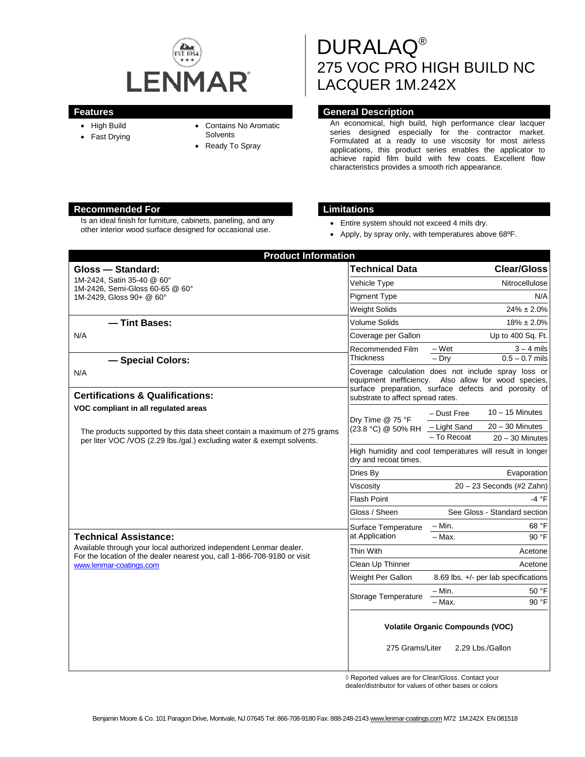# DURALAQ®
# 275 VOC PRO HIGH BUILD NC LACQUER 1M.242X

LENMAR

## Features

- High Build
- Fast Drying
- Contains No Aromatic Solvents
- Ready To Spray

## General Description

An economical, high build, high performance clear lacquer series designed especially for the contractor market. Formulated at a ready to use viscosity for most airless applications, this product series enables the applicator to achieve rapid film build with few coats. Excellent flow characteristics provides a smooth rich appearance.

## Recommended For

Is an ideal finish for furniture, cabinets, paneling, and any other interior wood surface designed for occasional use.

## Limitations

- Entire system should not exceed 4 mils dry.
- Apply, by spray only, with temperatures above 68ºF.

## Product Information

### Gloss — Standard:

1M-2424, Satin 35-40 @ 60°
1M-2426, Semi-Gloss 60-65 @ 60°
1M-2429, Gloss 90+ @ 60°

### — Tint Bases:

N/A

### — Special Colors:

N/A

### Certifications & Qualifications:

**VOC compliant in all regulated areas**

The products supported by this data sheet contain a maximum of 275 grams per liter VOC /VOS (2.29 lbs./gal.) excluding water & exempt solvents.

### Technical Assistance:

Available through your local authorized independent Lenmar dealer. For the location of the dealer nearest you, call 1-866-708-9180 or visit www.lenmar-coatings.com

| Technical Data | | Clear/Gloss |
|---|---|---|
| Vehicle Type | | Nitrocellulose |
| Pigment Type | | N/A |
| Weight Solids | | 24% ± 2.0% |
| Volume Solids | | 18% ± 2.0% |
| Coverage per Gallon | | Up to 400 Sq. Ft. |
| Recommended Film Thickness | – Wet | 3 – 4 mils |
| | – Dry | 0.5 – 0.7 mils |
| Coverage calculation does not include spray loss or equipment inefficiency. Also allow for wood species, surface preparation, surface defects and porosity of substrate to affect spread rates. | | |
| Dry Time @ 75 °F (23.8 °C) @ 50% RH | – Dust Free | 10 – 15 Minutes |
| | – Light Sand | 20 – 30 Minutes |
| | – To Recoat | 20 – 30 Minutes |
| High humidity and cool temperatures will result in longer dry and recoat times. | | |
| Dries By | | Evaporation |
| Viscosity | | 20 – 23 Seconds (#2 Zahn) |
| Flash Point | | -4 °F |
| Gloss / Sheen | | See Gloss - Standard section |
| Surface Temperature at Application | – Min. | 68 °F |
| | – Max. | 90 °F |
| Thin With | | Acetone |
| Clean Up Thinner | | Acetone |
| Weight Per Gallon | | 8.69 lbs. +/- per lab specifications |
| Storage Temperature | – Min. | 50 °F |
| | – Max. | 90 °F |

**Volatile Organic Compounds (VOC)**

275 Grams/Liter 2.29 Lbs./Gallon

◊ Reported values are for Clear/Gloss. Contact your dealer/distributor for values of other bases or colors

Benjamin Moore & Co. 101 Paragon Drive, Montvale, NJ 07645 Tel: 866-708-9180 Fax: 888-248-2143 www.lenmar-coatings.com M72 1M.242X EN 081518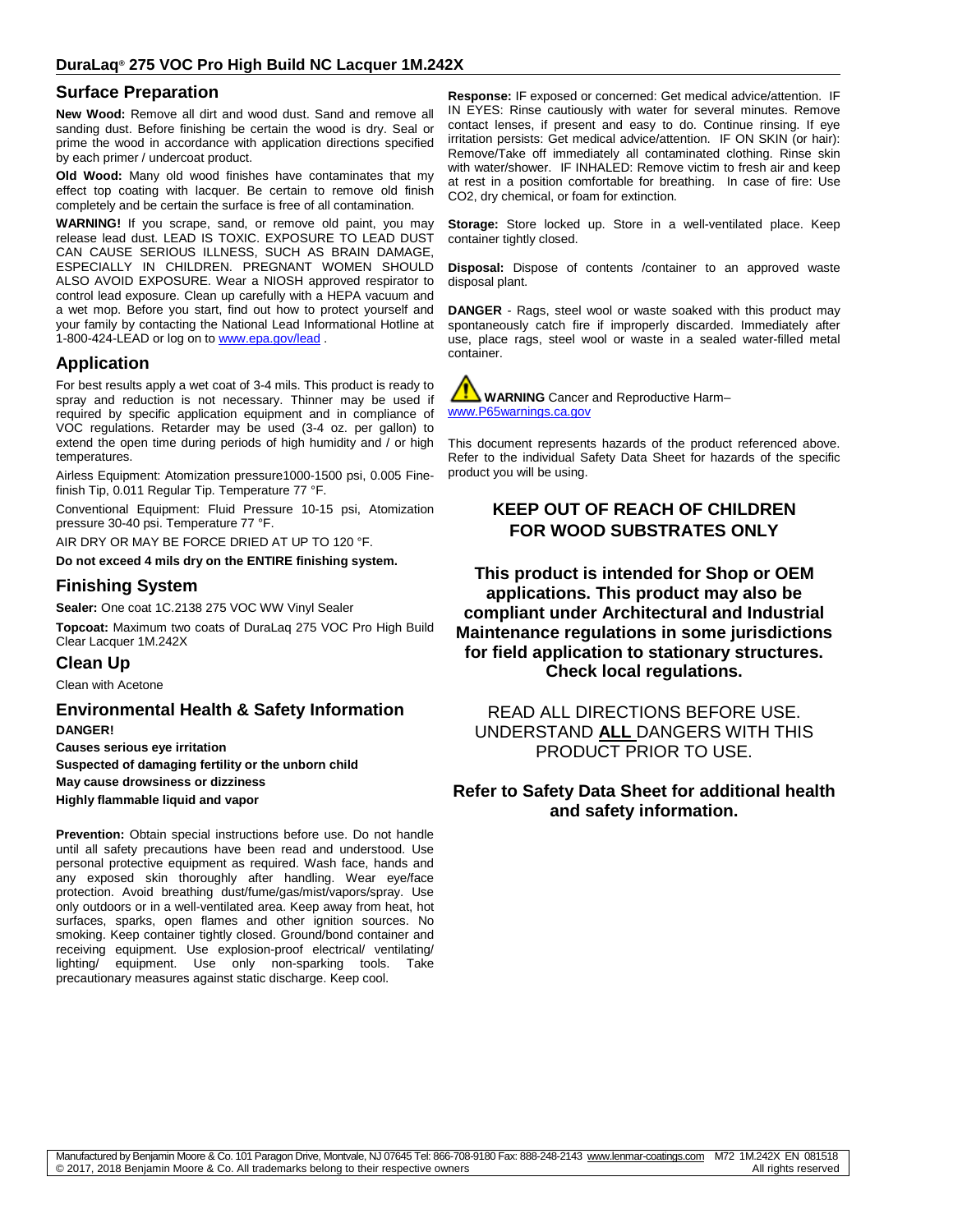**DuraLaq® 275 VOC Pro High Build NC Lacquer 1M.242X**

## Surface Preparation

**New Wood:** Remove all dirt and wood dust. Sand and remove all sanding dust. Before finishing be certain the wood is dry. Seal or prime the wood in accordance with application directions specified by each primer / undercoat product.

**Old Wood:** Many old wood finishes have contaminates that my effect top coating with lacquer. Be certain to remove old finish completely and be certain the surface is free of all contamination.

**WARNING!** If you scrape, sand, or remove old paint, you may release lead dust. LEAD IS TOXIC. EXPOSURE TO LEAD DUST CAN CAUSE SERIOUS ILLNESS, SUCH AS BRAIN DAMAGE, ESPECIALLY IN CHILDREN. PREGNANT WOMEN SHOULD ALSO AVOID EXPOSURE. Wear a NIOSH approved respirator to control lead exposure. Clean up carefully with a HEPA vacuum and a wet mop. Before you start, find out how to protect yourself and your family by contacting the National Lead Informational Hotline at 1-800-424-LEAD or log on to www.epa.gov/lead .

## Application

For best results apply a wet coat of 3-4 mils. This product is ready to spray and reduction is not necessary. Thinner may be used if required by specific application equipment and in compliance of VOC regulations. Retarder may be used (3-4 oz. per gallon) to extend the open time during periods of high humidity and / or high temperatures.

Airless Equipment: Atomization pressure1000-1500 psi, 0.005 Fine-finish Tip, 0.011 Regular Tip. Temperature 77 °F.

Conventional Equipment: Fluid Pressure 10-15 psi, Atomization pressure 30-40 psi. Temperature 77 °F.

AIR DRY OR MAY BE FORCE DRIED AT UP TO 120 °F.

**Do not exceed 4 mils dry on the ENTIRE finishing system.**

## Finishing System

**Sealer:** One coat 1C.2138 275 VOC WW Vinyl Sealer

**Topcoat:** Maximum two coats of DuraLaq 275 VOC Pro High Build Clear Lacquer 1M.242X

## Clean Up

Clean with Acetone

## Environmental Health & Safety Information

**DANGER!**

**Causes serious eye irritation**

**Suspected of damaging fertility or the unborn child**

**May cause drowsiness or dizziness**

**Highly flammable liquid and vapor**

**Prevention:** Obtain special instructions before use. Do not handle until all safety precautions have been read and understood. Use personal protective equipment as required. Wash face, hands and any exposed skin thoroughly after handling. Wear eye/face protection. Avoid breathing dust/fume/gas/mist/vapors/spray. Use only outdoors or in a well-ventilated area. Keep away from heat, hot surfaces, sparks, open flames and other ignition sources. No smoking. Keep container tightly closed. Ground/bond container and receiving equipment. Use explosion-proof electrical/ ventilating/ lighting/ equipment. Use only non-sparking tools. Take precautionary measures against static discharge. Keep cool.

**Response:** IF exposed or concerned: Get medical advice/attention. IF IN EYES: Rinse cautiously with water for several minutes. Remove contact lenses, if present and easy to do. Continue rinsing. If eye irritation persists: Get medical advice/attention. IF ON SKIN (or hair): Remove/Take off immediately all contaminated clothing. Rinse skin with water/shower. IF INHALED: Remove victim to fresh air and keep at rest in a position comfortable for breathing. In case of fire: Use CO2, dry chemical, or foam for extinction.

**Storage:** Store locked up. Store in a well-ventilated place. Keep container tightly closed.

**Disposal:** Dispose of contents /container to an approved waste disposal plant.

**DANGER** - Rags, steel wool or waste soaked with this product may spontaneously catch fire if improperly discarded. Immediately after use, place rags, steel wool or waste in a sealed water-filled metal container.

**WARNING** Cancer and Reproductive Harm– www.P65warnings.ca.gov

This document represents hazards of the product referenced above. Refer to the individual Safety Data Sheet for hazards of the specific product you will be using.

**KEEP OUT OF REACH OF CHILDREN**
**FOR WOOD SUBSTRATES ONLY**

**This product is intended for Shop or OEM applications. This product may also be compliant under Architectural and Industrial Maintenance regulations in some jurisdictions for field application to stationary structures. Check local regulations.**

READ ALL DIRECTIONS BEFORE USE. UNDERSTAND **ALL** DANGERS WITH THIS PRODUCT PRIOR TO USE.

**Refer to Safety Data Sheet for additional health and safety information.**

Manufactured by Benjamin Moore & Co. 101 Paragon Drive, Montvale, NJ 07645 Tel: 866-708-9180 Fax: 888-248-2143 www.lenmar-coatings.com M72 1M.242X EN 081518
© 2017, 2018 Benjamin Moore & Co. All trademarks belong to their respective owners All rights reserved